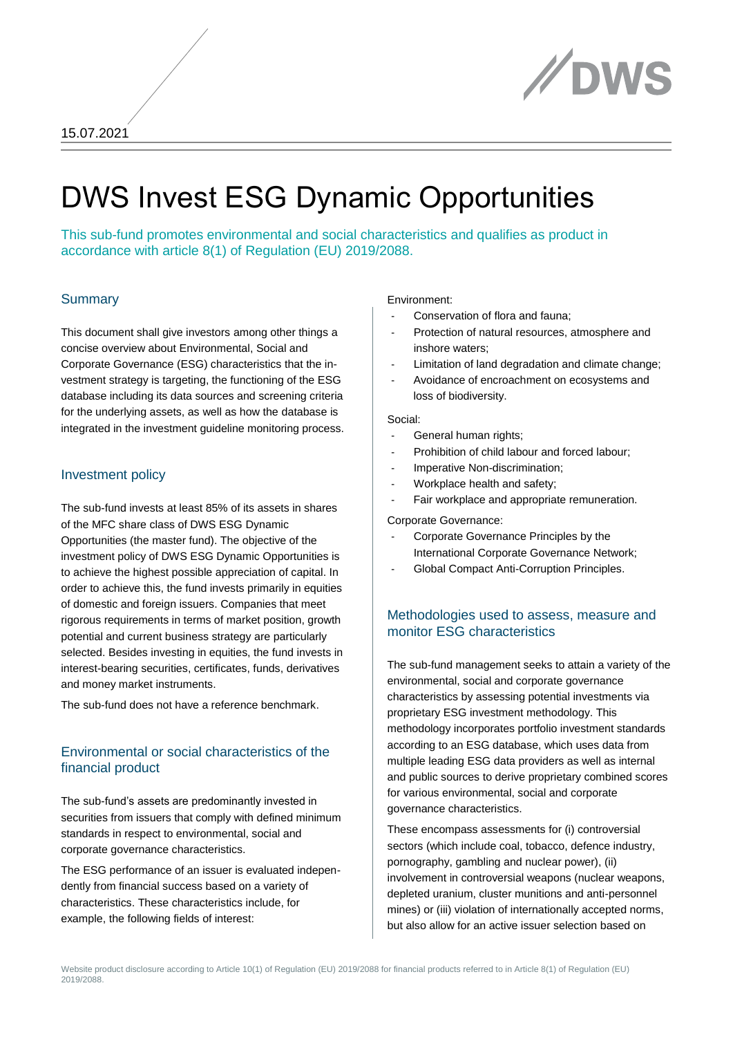15.07.2021

# DWS Invest ESG Dynamic Opportunities

This sub-fund promotes environmental and social characteristics and qualifies as product in accordance with article 8(1) of Regulation (EU) 2019/2088.

## Summary

This document shall give investors among other things a concise overview about Environmental, Social and Corporate Governance (ESG) characteristics that the investment strategy is targeting, the functioning of the ESG database including its data sources and screening criteria for the underlying assets, as well as how the database is integrated in the investment guideline monitoring process.

## Investment policy

The sub-fund invests at least 85% of its assets in shares of the MFC share class of DWS ESG Dynamic Opportunities (the master fund). The objective of the investment policy of DWS ESG Dynamic Opportunities is to achieve the highest possible appreciation of capital. In order to achieve this, the fund invests primarily in equities of domestic and foreign issuers. Companies that meet rigorous requirements in terms of market position, growth potential and current business strategy are particularly selected. Besides investing in equities, the fund invests in interest-bearing securities, certificates, funds, derivatives and money market instruments.

The sub-fund does not have a reference benchmark.

## Environmental or social characteristics of the financial product

The sub-fund's assets are predominantly invested in securities from issuers that comply with defined minimum standards in respect to environmental, social and corporate governance characteristics.

The ESG performance of an issuer is evaluated independently from financial success based on a variety of characteristics. These characteristics include, for example, the following fields of interest:

Environment:

- Conservation of flora and fauna;
- Protection of natural resources, atmosphere and inshore waters;
- Limitation of land degradation and climate change;
- Avoidance of encroachment on ecosystems and loss of biodiversity.

Social:

- General human rights;
- Prohibition of child labour and forced labour;
- Imperative Non-discrimination;
- Workplace health and safety;
- Fair workplace and appropriate remuneration.

Corporate Governance:

- Corporate Governance Principles by the International Corporate Governance Network;
- Global Compact Anti-Corruption Principles.

## Methodologies used to assess, measure and monitor ESG characteristics

The sub-fund management seeks to attain a variety of the environmental, social and corporate governance characteristics by assessing potential investments via proprietary ESG investment methodology. This methodology incorporates portfolio investment standards according to an ESG database, which uses data from multiple leading ESG data providers as well as internal and public sources to derive proprietary combined scores for various environmental, social and corporate governance characteristics.

These encompass assessments for (i) controversial sectors (which include coal, tobacco, defence industry, pornography, gambling and nuclear power), (ii) involvement in controversial weapons (nuclear weapons, depleted uranium, cluster munitions and anti-personnel mines) or (iii) violation of internationally accepted norms, but also allow for an active issuer selection based on

Website product disclosure according to Article 10(1) of Regulation (EU) 2019/2088 for financial products referred to in Article 8(1) of Regulation (EU) 2019/2088.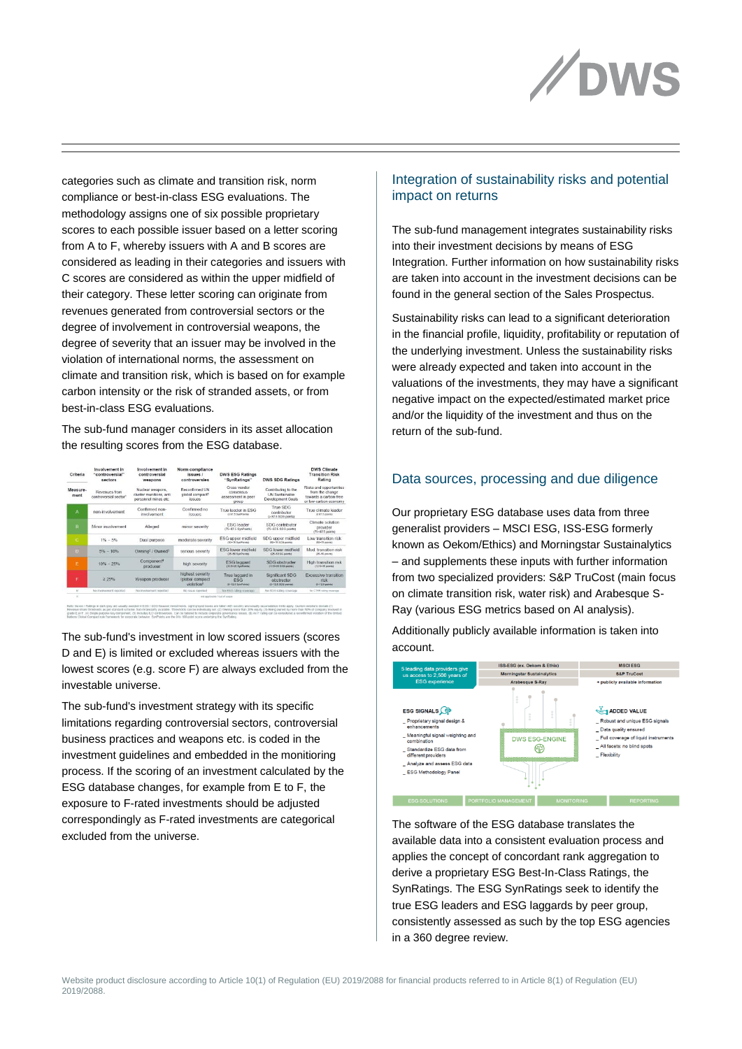categories such as climate and transition risk, norm compliance or best-in-class ESG evaluations. The methodology assigns one of six possible proprietary scores to each possible issuer based on a letter scoring from A to F, whereby issuers with A and B scores are considered as leading in their categories and issuers with C scores are considered as within the upper midfield of their category. These letter scoring can originate from revenues generated from controversial sectors or the degree of involvement in controversial weapons, the degree of severity that an issuer may be involved in the violation of international norms, the assessment on climate and transition risk, which is based on for example carbon intensity or the risk of stranded assets, or from best-in-class ESG evaluations.

The sub-fund manager considers in its asset allocation the resulting scores from the ESG database.

| Criteria | Involvement in "controversial" sectors | Involvement in controversial weapons | Norm compliance issues / controversies | DWS ESG Ratings "SynRatings" | DWS SDG Ratings | DWS Climate Transition Risk Rating |
|---|---|---|---|---|---|---|
| Measurement | Revenues from controversial sector | Nuclear weapons, cluster munitions, anti personnel mines etc. | Reconfirmed UN global compact issues | Cross vendor consensus assessment in peer group | Contributing to the UN Sustainable Development Goals | Risks and opportunities from the change towards a carbon-free or low-carbon economy |
| A | non-involvement | Confirmed non-involvement | Confirmed no issues | True leader in ESG | True SDG contributor | True climate leader |
| B | Minor involvement | Alleged | minor severity | ESG leader | SDG contributor | Climate solution provider |
| C | 1% – 5% | Dual purpose | moderate severity | ESG upper midfield | SDG upper midfield | Low transition risk |
| D | 5% – 10% | Owning / Owned | serious severity | ESG lower midfield | SDG lower midfield | Mod. transition risk |
| E | 10% – 25% | Component producer | high severity | ESG laggard | SDG obstructer | High transition risk |
| F | ≥ 25% | Weapon producer | highest severity /global compact violation | True laggard in ESG | Significant SDG obstructer | Excessive transition risk |
| M | No involvement reported | No involvement reported | No issues reported | No ESG rating coverage | No SDG rating coverage | No CTRR rating coverage |

The sub-fund's investment in low scored issuers (scores D and E) is limited or excluded whereas issuers with the lowest scores (e.g. score F) are always excluded from the investable universe.

The sub-fund's investment strategy with its specific limitations regarding controversial sectors, controversial business practices and weapons etc. is coded in the investment guidelines and embedded in the monitoring process. If the scoring of an investment calculated by the ESG database changes, for example from E to F, the exposure to F-rated investments should be adjusted correspondingly as F-rated investments are categorical excluded from the universe.

## Integration of sustainability risks and potential impact on returns

The sub-fund management integrates sustainability risks into their investment decisions by means of ESG Integration. Further information on how sustainability risks are taken into account in the investment decisions can be found in the general section of the Sales Prospectus.

Sustainability risks can lead to a significant deterioration in the financial profile, liquidity, profitability or reputation of the underlying investment. Unless the sustainability risks were already expected and taken into account in the valuations of the investments, they may have a significant negative impact on the expected/estimated market price and/or the liquidity of the investment and thus on the return of the sub-fund.

## Data sources, processing and due diligence

Our proprietary ESG database uses data from three generalist providers – MSCI ESG, ISS-ESG formerly known as Oekom/Ethics) and Morningstar Sustainalytics – and supplements these inputs with further information from two specialized providers: S&P TruCost (main focus on climate transition risk, water risk) and Arabesque S-Ray (various ESG metrics based on AI analysis).

Additionally publicly available information is taken into account.

5 leading data providers give us access to 2,500 years of ESG experience

ISS-ESG (ex. Oekom & Ethix) | MSCI ESG
Morningstar Sustainalytics | S&P TruCost
Arabesque S-Ray | + publicly available information

ESG SIGNALS
- Proprietary signal design & enhancements
- Meaningful signal weighting and combination
- Standardize ESG data from different providers
- Analyze and assess ESG data
- ESG Methodology Panel

DWS ESG-ENGINE

ADDED VALUE
- Robust and unique ESG signals
- Data quality ensured
- Full coverage of liquid instruments
- All facets: no blind spots
- Flexibility

ESG SOLUTIONS | PORTFOLIO MANAGEMENT | MONITORING | REPORTING

The software of the ESG database translates the available data into a consistent evaluation process and applies the concept of concordant rank aggregation to derive a proprietary ESG Best-In-Class Ratings, the SynRatings. The ESG SynRatings seek to identify the true ESG leaders and ESG laggards by peer group, consistently assessed as such by the top ESG agencies in a 360 degree review.

Website product disclosure according to Article 10(1) of Regulation (EU) 2019/2088 for financial products referred to in Article 8(1) of Regulation (EU) 2019/2088.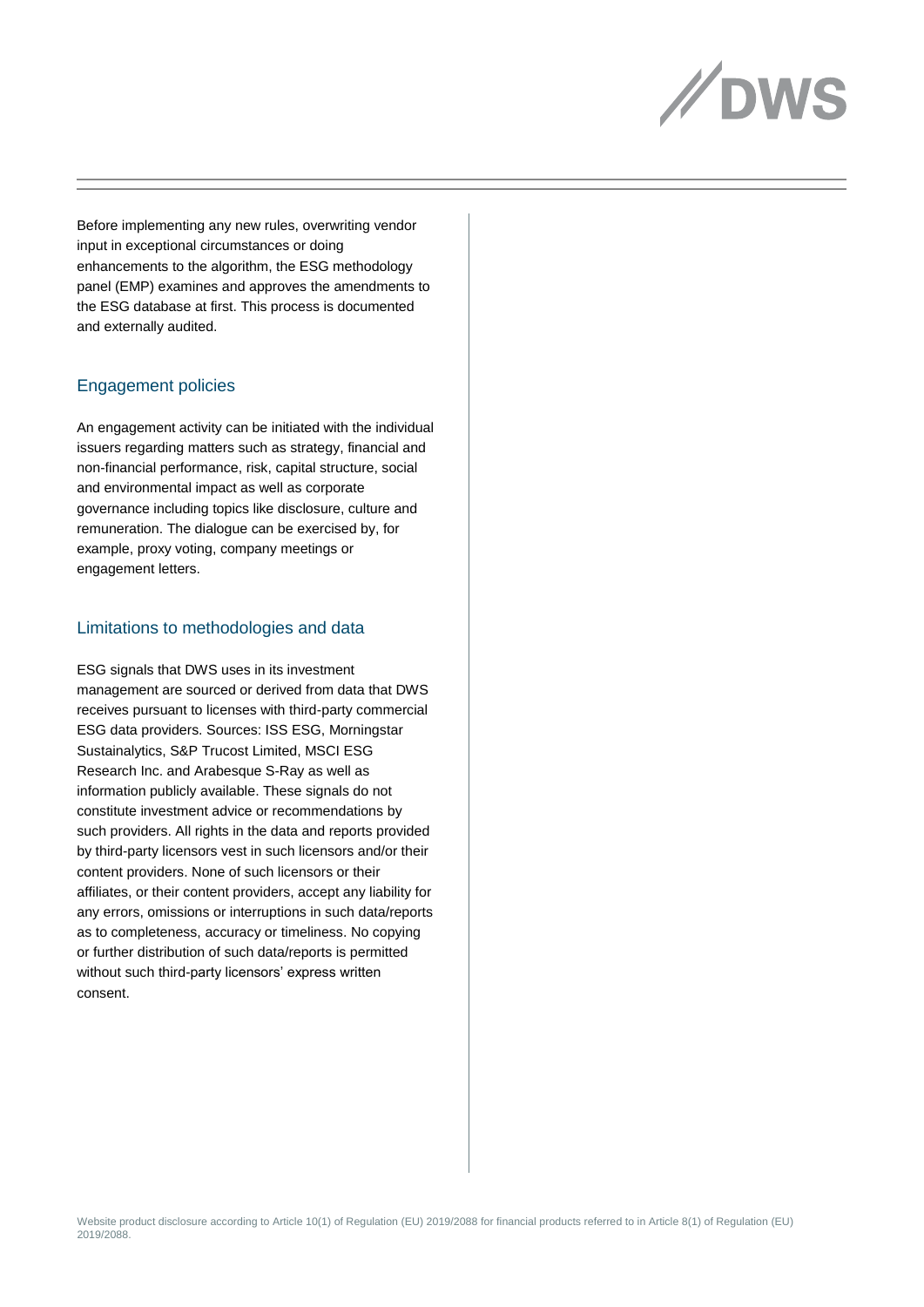Before implementing any new rules, overwriting vendor input in exceptional circumstances or doing enhancements to the algorithm, the ESG methodology panel (EMP) examines and approves the amendments to the ESG database at first. This process is documented and externally audited.

## Engagement policies

An engagement activity can be initiated with the individual issuers regarding matters such as strategy, financial and non-financial performance, risk, capital structure, social and environmental impact as well as corporate governance including topics like disclosure, culture and remuneration. The dialogue can be exercised by, for example, proxy voting, company meetings or engagement letters.

## Limitations to methodologies and data

ESG signals that DWS uses in its investment management are sourced or derived from data that DWS receives pursuant to licenses with third-party commercial ESG data providers. Sources: ISS ESG, Morningstar Sustainalytics, S&P Trucost Limited, MSCI ESG Research Inc. and Arabesque S-Ray as well as information publicly available. These signals do not constitute investment advice or recommendations by such providers. All rights in the data and reports provided by third-party licensors vest in such licensors and/or their content providers. None of such licensors or their affiliates, or their content providers, accept any liability for any errors, omissions or interruptions in such data/reports as to completeness, accuracy or timeliness. No copying or further distribution of such data/reports is permitted without such third-party licensors' express written consent.